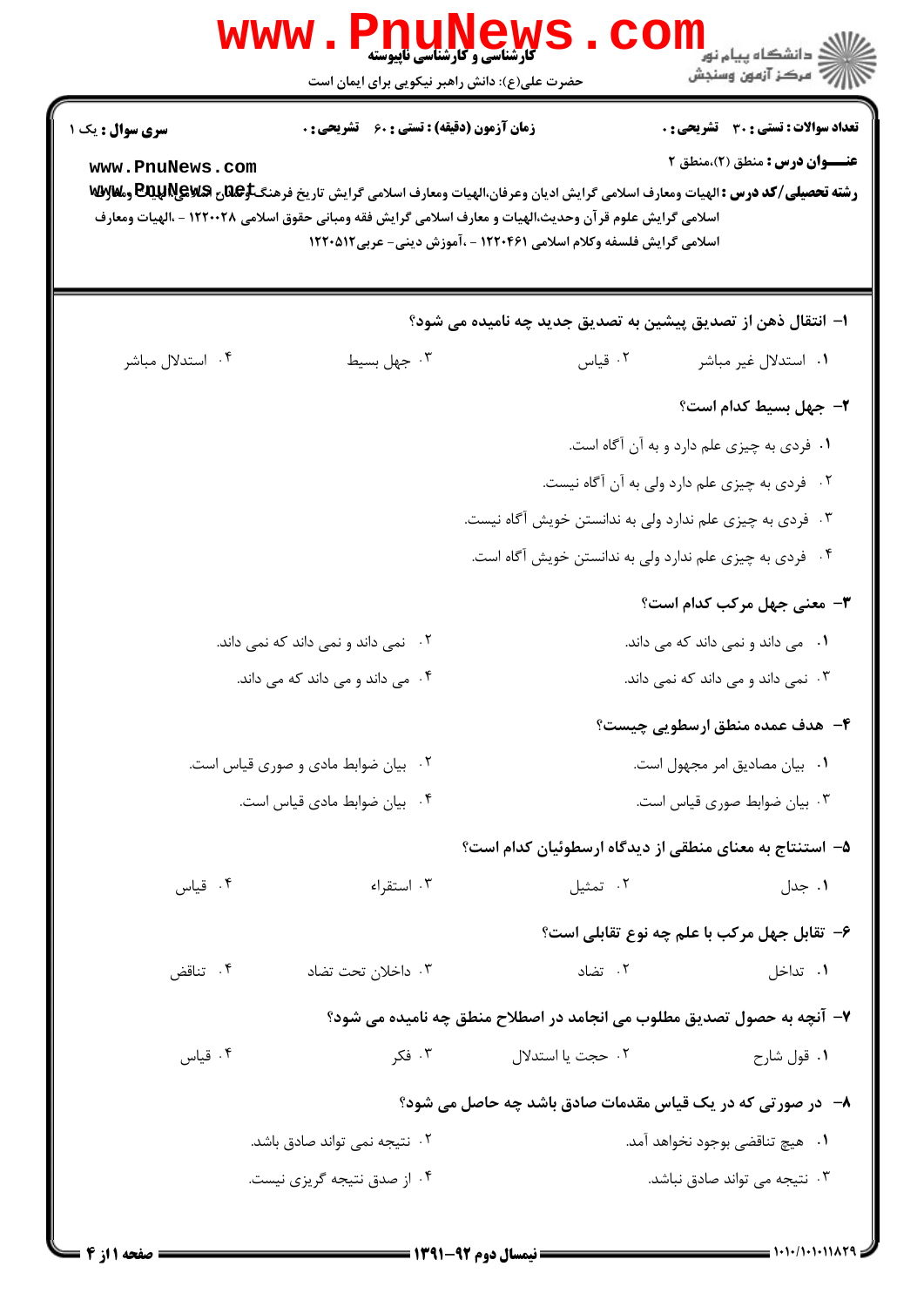کارشناسی و کارشناسی ناپیوسته

حضرت علی(ع): دانش راهبر نیکویی برای ایمان است

دانشگاه پیام نور
مرکز آزمون وسنجش

**سری سوال :** یک ۱ | **زمان آزمون (دقیقه) : تستی :** ۶۰ **تشریحی :** ۰ | **تعداد سوالات : تستی :** ۳۰ **تشریحی :** ۰

**عنـــوان درس :** منطق (۲)،منطق ۲

**رشته تحصیلی/کد درس :** الهیات ومعارف اسلامی گرایش ادیان وعرفان،الهیات ومعارف اسلامی گرایش تاریخ فرهنگ وتمدن اسلامی،الهیات ومعارف اسلامی گرایش علوم قرآن وحدیث،الهیات و معارف اسلامی گرایش فقه ومبانی حقوق اسلامی ۱۲۲۰۰۲۸ - ،الهیات ومعارف اسلامی گرایش فلسفه وکلام اسلامی ۱۲۲۰۴۶۱ - ،آموزش دینی- عربی۱۲۲۰۵۱۲

۱- انتقال ذهن از تصدیق پیشین به تصدیق جدید چه نامیده می شود؟

۱. استدلال غیر مباشر
۲. قیاس
۳. جهل بسیط
۴. استدلال مباشر

۲- جهل بسیط کدام است؟

۱. فردی به چیزی علم دارد و به آن آگاه است.
۲. فردی به چیزی علم دارد ولی به آن آگاه نیست.
۳. فردی به چیزی علم ندارد ولی به ندانستن خویش آگاه نیست.
۴. فردی به چیزی علم ندارد ولی به ندانستن خویش آگاه است.

۳- معنی جهل مرکب کدام است؟

۱. می داند و نمی داند که می داند.
۲. نمی داند و نمی داند که نمی داند.
۳. نمی داند و می داند که نمی داند.
۴. می داند و می داند که می داند.

۴- هدف عمده منطق ارسطویی چیست؟

۱. بیان مصادیق امر مجهول است.
۲. بیان ضوابط مادی و صوری قیاس است.
۳. بیان ضوابط صوری قیاس است.
۴. بیان ضوابط مادی قیاس است.

۵- استنتاج به معنای منطقی از دیدگاه ارسطوئیان کدام است؟

۱. جدل
۲. تمثیل
۳. استقراء
۴. قیاس

۶- تقابل جهل مرکب با علم چه نوع تقابلی است؟

۱. تداخل
۲. تضاد
۳. داخلان تحت تضاد
۴. تناقض

۷- آنچه به حصول تصدیق مطلوب می انجامد در اصطلاح منطق چه نامیده می شود؟

۱. قول شارح
۲. حجت یا استدلال
۳. فکر
۴. قیاس

۸- در صورتی که در یک قیاس مقدمات صادق باشد چه حاصل می شود؟

۱. هیچ تناقضی بوجود نخواهد آمد.
۲. نتیجه نمی تواند صادق باشد.
۳. نتیجه می تواند صادق نباشد.
۴. از صدق نتیجه گریزی نیست.

نیمسال دوم ۹۲-۱۳۹۱

۱۰۱۰/۱۰۱۰۱۱۸۲۹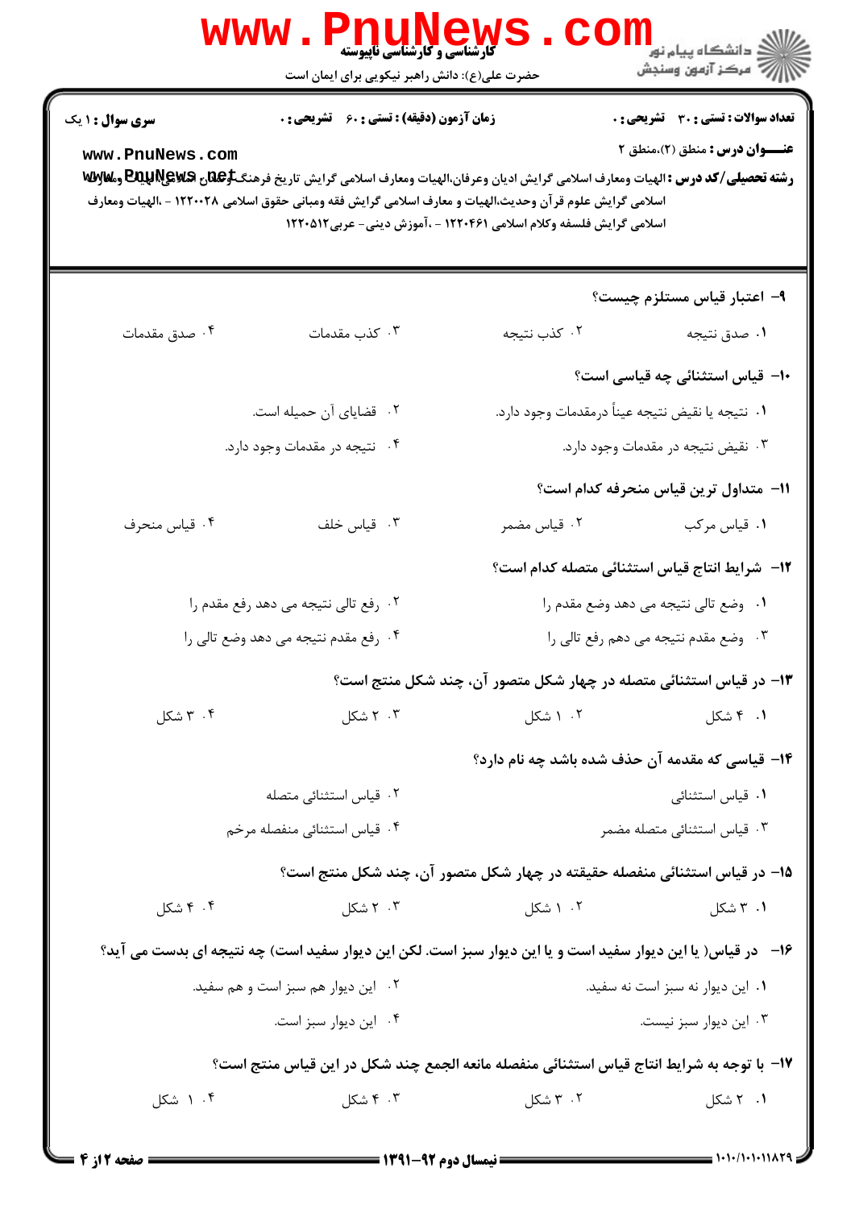**تعداد سوالات : تستی : ۳۰ تشریحی : ۰** | **زمان آزمون (دقیقه) : تستی : ۶۰ تشریحی : ۰** | **سری سوال : ۱ یک**

**عنـــوان درس :** منطق (۲)،منطق ۲

**رشته تحصیلی/کد درس :** الهیات ومعارف اسلامی گرایش ادیان وعرفان،الهیات ومعارف اسلامی گرایش تاریخ فرهنگ وتمدن اسلامی،الهیات ومعارف اسلامی گرایش علوم قرآن وحدیث،الهیات و معارف اسلامی گرایش فقه ومبانی حقوق اسلامی ۱۲۲۰۰۲۸ - ،الهیات ومعارف اسلامی گرایش فلسفه وکلام اسلامی ۱۲۲۰۴۶۱ - ،آموزش دینی- عربی۱۲۲۰۵۱۲

**۹- اعتبار قیاس مستلزم چیست؟**

۱. صدق نتیجه
۲. کذب نتیجه
۳. کذب مقدمات
۴. صدق مقدمات

**۱۰- قیاس استثنائی چه قیاسی است؟**

۱. نتیجه یا نقیض نتیجه عیناً درمقدمات وجود دارد.
۲. قضایای آن حمیله است.
۳. نقیض نتیجه در مقدمات وجود دارد.
۴. نتیجه در مقدمات وجود دارد.

**۱۱- متداول ترین قیاس منحرفه کدام است؟**

۱. قیاس مرکب
۲. قیاس مضمر
۳. قیاس خلف
۴. قیاس منحرف

**۱۲- شرایط انتاج قیاس استثنائی متصله کدام است؟**

۱. وضع تالی نتیجه می دهد وضع مقدم را
۲. رفع تالی نتیجه می دهد رفع مقدم را
۳. وضع مقدم نتیجه می دهم رفع تالی را
۴. رفع مقدم نتیجه می دهد وضع تالی را

**۱۳- در قیاس استثنائی متصله در چهار شکل متصور آن، چند شکل منتج است؟**

۱. ۴ شکل
۲. ۱ شکل
۳. ۲ شکل
۴. ۳ شکل

**۱۴- قیاسی که مقدمه آن حذف شده باشد چه نام دارد؟**

۱. قیاس استثنائی
۲. قیاس استثنائی متصله
۳. قیاس استثنائی متصله مضمر
۴. قیاس استثنائی منفصله مرخم

**۱۵- در قیاس استثنائی منفصله حقیقته در چهار شکل متصور آن، چند شکل منتج است؟**

۱. ۳ شکل
۲. ۱ شکل
۳. ۲ شکل
۴. ۴ شکل

**۱۶- در قیاس( یا این دیوار سفید است و یا این دیوار سبز است. لکن این دیوار سفید است) چه نتیجه ای بدست می آید؟**

۱. این دیوار نه سبز است نه سفید.
۲. این دیوار هم سبز است و هم سفید.
۳. این دیوار سبز نیست.
۴. این دیوار سبز است.

**۱۷- با توجه به شرایط انتاج قیاس استثنائی منفصله مانعه الجمع چند شکل در این قیاس منتج است؟**

۱. ۲ شکل
۲. ۳ شکل
۳. ۴ شکل
۴. ۱ شکل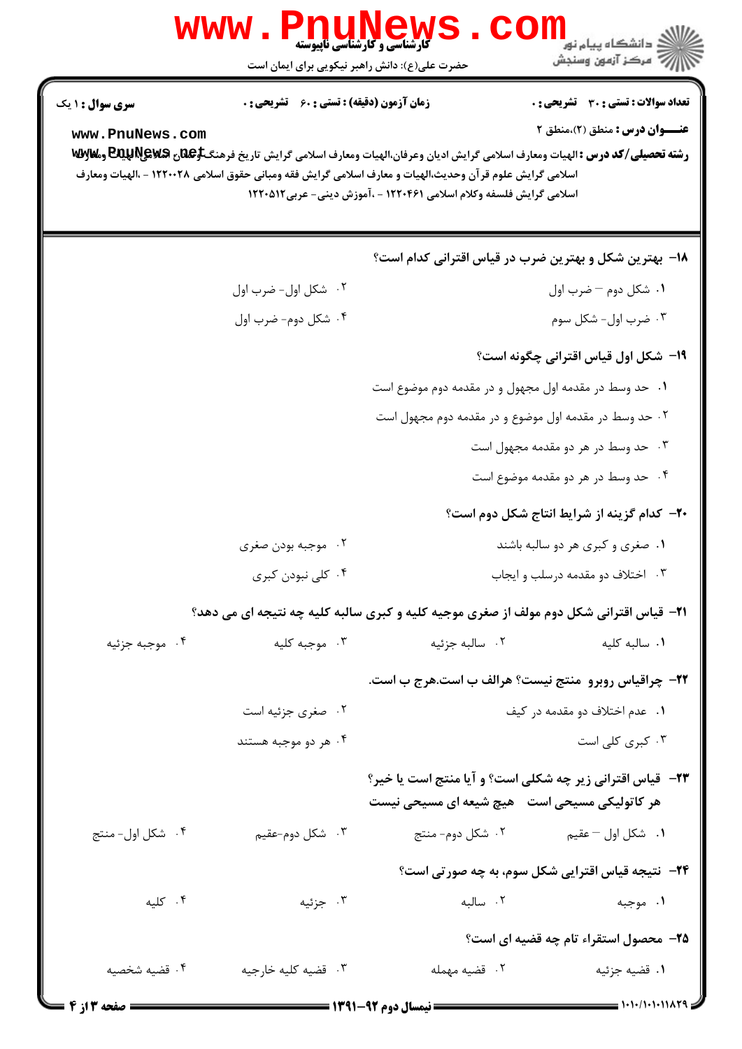**سری سوال :** ۱ یک

**زمان آزمون (دقیقه) : تستی :** ۶۰ **تشریحی :** ۰

**تعداد سوالات : تستی :** ۳۰ **تشریحی :** ۰

**عنـــوان درس :** منطق (۲)،منطق ۲

**رشته تحصیلی/کد درس :** الهیات ومعارف اسلامی گرایش ادیان وعرفان،الهیات ومعارف اسلامی گرایش تاریخ فرهنگ وتمدن اسلامی،الهیات ومعارف اسلامی گرایش علوم قرآن وحدیث،الهیات و معارف اسلامی گرایش فقه ومبانی حقوق اسلامی ۱۲۲۰۰۲۸ - ،الهیات ومعارف اسلامی گرایش فلسفه وکلام اسلامی ۱۲۲۰۴۶۱ - ،آموزش دینی- عربی۱۲۲۰۵۱۲

**۱۸- بهترین شکل و بهترین ضرب در قیاس اقترانی کدام است؟**

۱. شکل دوم – ضرب اول
۲. شکل اول- ضرب اول
۳. ضرب اول- شکل سوم
۴. شکل دوم- ضرب اول

**۱۹- شکل اول قیاس اقترانی چگونه است؟**

۱. حد وسط در مقدمه اول مجهول و در مقدمه دوم موضوع است
۲. حد وسط در مقدمه اول موضوع و در مقدمه دوم مجهول است
۳. حد وسط در هر دو مقدمه مجهول است
۴. حد وسط در هر دو مقدمه موضوع است

**۲۰- کدام گزینه از شرایط انتاج شکل دوم است؟**

۱. صغری و کبری هر دو سالبه باشند
۲. موجبه بودن صغری
۳. اختلاف دو مقدمه درسلب و ایجاب
۴. کلی نبودن کبری

**۲۱- قیاس اقترانی شکل دوم مولف از صغری موجبه کلیه و کبری سالبه کلیه چه نتیجه ای می دهد؟**

۱. سالبه کلیه
۲. سالبه جزئیه
۳. موجبه کلیه
۴. موجبه جزئیه

**۲۲- چراقیاس روبرو منتج نیست؟ هرالف ب است.هرج ب است.**

۱. عدم اختلاف دو مقدمه در کیف
۲. صغری جزئیه است
۳. کبری کلی است
۴. هر دو موجبه هستند

**۲۳- قیاس اقترانی زیر چه شکلی است؟ و آیا منتج است یا خیر؟**
**هر کاتولیکی مسیحی است هیچ شیعه ای مسیحی نیست**

۱. شکل اول – عقیم
۲. شکل دوم- منتج
۳. شکل دوم-عقیم
۴. شکل اول- منتج

**۲۴- نتیجه قیاس اقترایی شکل سوم، به چه صورتی است؟**

۱. موجبه
۲. سالبه
۳. جزئیه
۴. کلیه

**۲۵- محصول استقراء تام چه قضیه ای است؟**

۱. قضیه جزئیه
۲. قضیه مهمله
۳. قضیه کلیه خارجیه
۴. قضیه شخصیه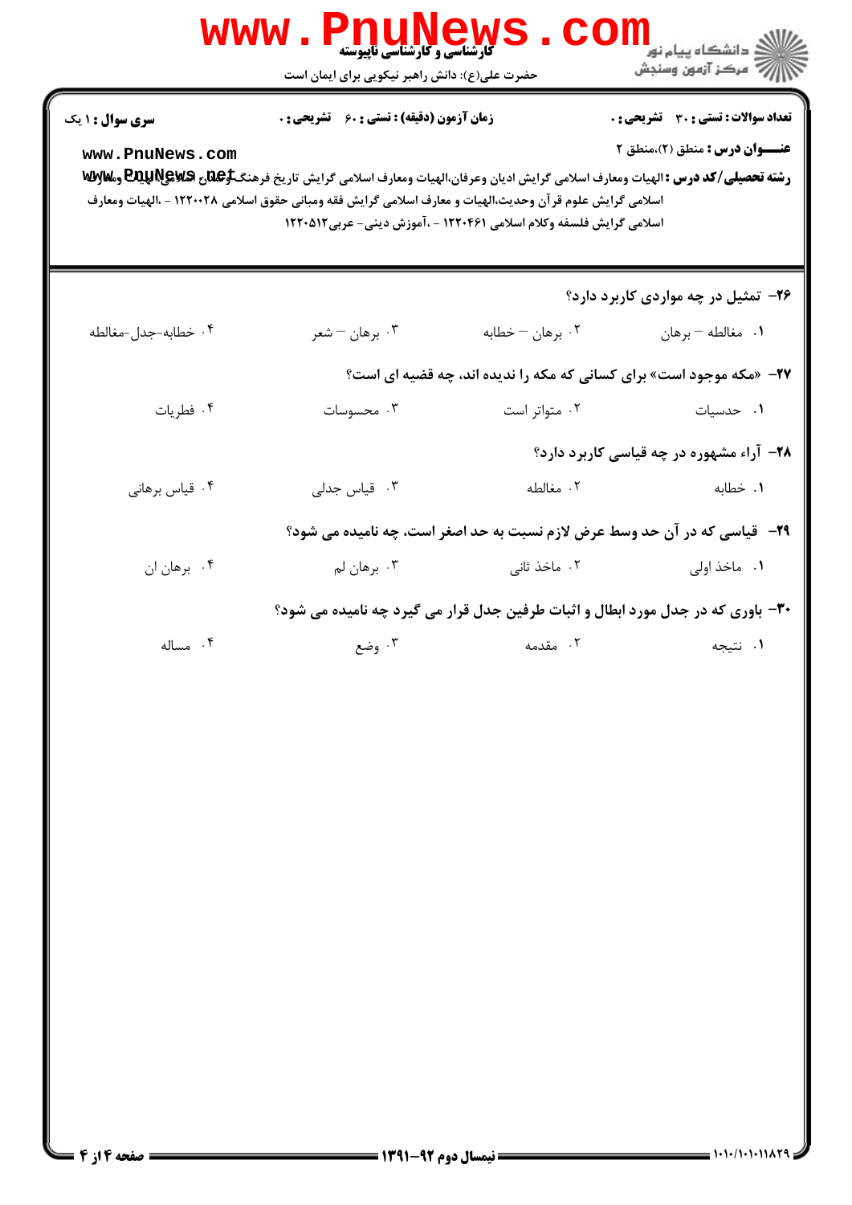**تعداد سوالات : تستی : ۳۰ تشریحی : ۰** | **زمان آزمون (دقیقه) : تستی : ۶۰ تشریحی : ۰** | **سری سوال : ۱ یک**

**عنـــوان درس :** منطق (۲)،منطق ۲

**رشته تحصیلی/کد درس :** الهیات ومعارف اسلامی گرایش ادیان وعرفان،الهیات ومعارف اسلامی گرایش تاریخ فرهنگ وتمدن اسلامی،الهیات ومعارف اسلامی گرایش علوم قرآن وحدیث،الهیات و معارف اسلامی گرایش فقه ومبانی حقوق اسلامی ۱۲۲۰۰۲۸ - ،الهیات ومعارف اسلامی گرایش فلسفه وکلام اسلامی ۱۲۲۰۴۶۱ - ،آموزش دینی- عربی۱۲۲۰۵۱۲

**۲۶- تمثیل در چه مواردی کاربرد دارد؟**

۱. مغالطه – برهان
۲. برهان – خطابه
۳. برهان – شعر
۴. خطابه-جدل-مغالطه

**۲۷- «مکه موجود است» برای کسانی که مکه را ندیده اند، چه قضیه ای است؟**

۱. حدسیات
۲. متواتر است
۳. محسوسات
۴. فطریات

**۲۸- آراء مشهوره در چه قیاسی کاربرد دارد؟**

۱. خطابه
۲. مغالطه
۳. قیاس جدلی
۴. قیاس برهانی

**۲۹- قیاسی که در آن حد وسط عرض لازم نسبت به حد اصغر است، چه نامیده می شود؟**

۱. ماخذ اولی
۲. ماخذ ثانی
۳. برهان لم
۴. برهان ان

**۳۰- باوری که در جدل مورد ابطال و اثبات طرفین جدل قرار می گیرد چه نامیده می شود؟**

۱. نتیجه
۲. مقدمه
۳. وضع
۴. مساله